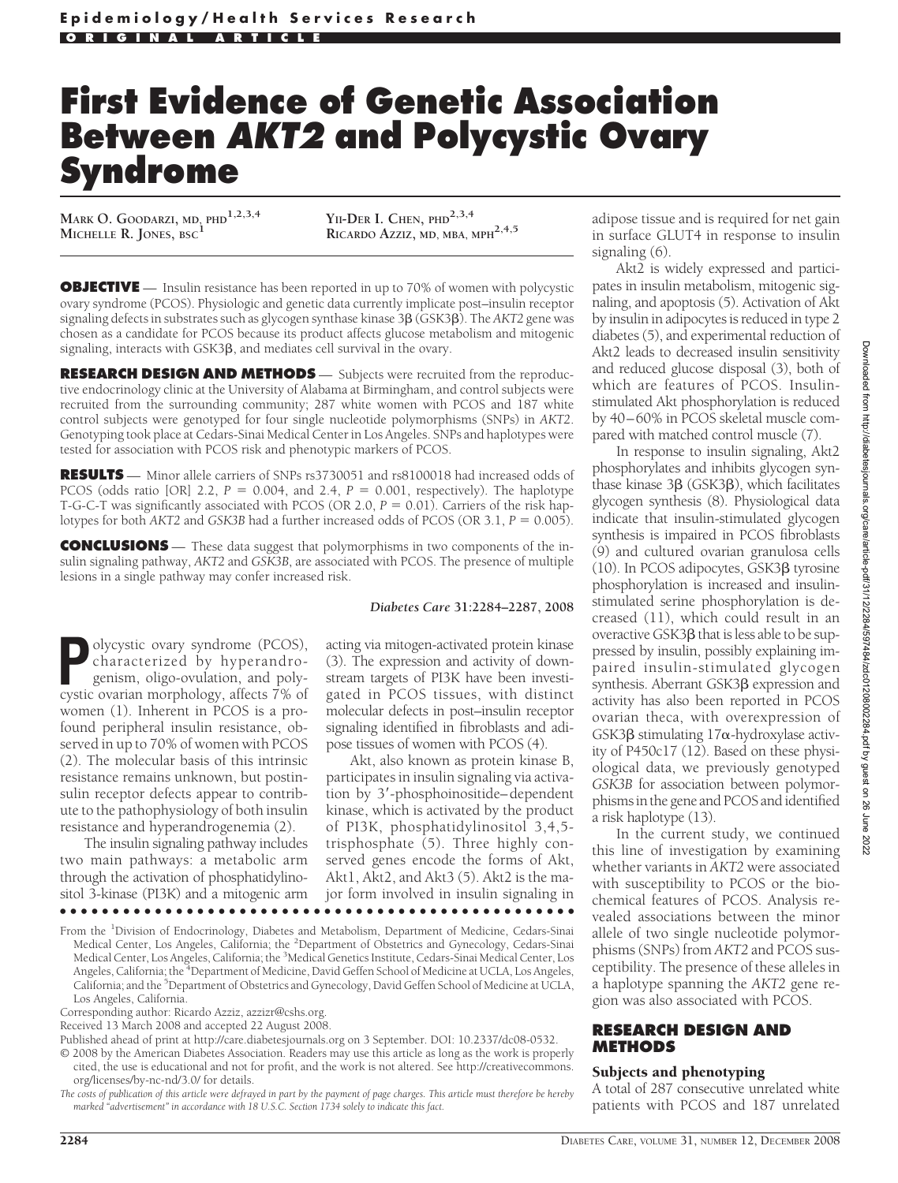Epidemiology/Health Services Research

ORIGINAL ARTICLE

# First Evidence of Genetic Association Between *AKT2* and Polycystic Ovary Syndrome

MARK O. GOODARZI, MD, PHD[1,2,3,4]
MICHELLE R. JONES, BSC[1]
YII-DER I. CHEN, PHD[2,3,4]
RICARDO AZZIZ, MD, MBA, MPH[2,4,5]

**OBJECTIVE** — Insulin resistance has been reported in up to 70% of women with polycystic ovary syndrome (PCOS). Physiologic and genetic data currently implicate post–insulin receptor signaling defects in substrates such as glycogen synthase kinase 3β (GSK3β). The *AKT2* gene was chosen as a candidate for PCOS because its product affects glucose metabolism and mitogenic signaling, interacts with GSK3β, and mediates cell survival in the ovary.

**RESEARCH DESIGN AND METHODS** — Subjects were recruited from the reproductive endocrinology clinic at the University of Alabama at Birmingham, and control subjects were recruited from the surrounding community; 287 white women with PCOS and 187 white control subjects were genotyped for four single nucleotide polymorphisms (SNPs) in *AKT2*. Genotyping took place at Cedars-Sinai Medical Center in Los Angeles. SNPs and haplotypes were tested for association with PCOS risk and phenotypic markers of PCOS.

**RESULTS** — Minor allele carriers of SNPs rs3730051 and rs8100018 had increased odds of PCOS (odds ratio [OR] 2.2, $P = 0.004$, and 2.4, $P = 0.001$, respectively). The haplotype T-G-C-T was significantly associated with PCOS (OR 2.0, $P = 0.01$). Carriers of the risk haplotypes for both *AKT2* and *GSK3B* had a further increased odds of PCOS (OR 3.1, $P = 0.005$).

**CONCLUSIONS** — These data suggest that polymorphisms in two components of the insulin signaling pathway, *AKT2* and *GSK3B*, are associated with PCOS. The presence of multiple lesions in a single pathway may confer increased risk.

*Diabetes Care* **31**:2284–2287, 2008

Polycystic ovary syndrome (PCOS), characterized by hyperandrogenism, oligo-ovulation, and polycystic ovarian morphology, affects 7% of women (1). Inherent in PCOS is a profound peripheral insulin resistance, observed in up to 70% of women with PCOS (2). The molecular basis of this intrinsic resistance remains unknown, but postinsulin receptor defects appear to contribute to the pathophysiology of both insulin resistance and hyperandrogenemia (2).

The insulin signaling pathway includes two main pathways: a metabolic arm through the activation of phosphatidylinositol 3-kinase (PI3K) and a mitogenic arm acting via mitogen-activated protein kinase (3). The expression and activity of downstream targets of PI3K have been investigated in PCOS tissues, with distinct molecular defects in post–insulin receptor signaling identified in fibroblasts and adipose tissues of women with PCOS (4).

Akt, also known as protein kinase B, participates in insulin signaling via activation by 3′-phosphoinositide–dependent kinase, which is activated by the product of PI3K, phosphatidylinositol 3,4,5-trisphosphate (5). Three highly conserved genes encode the forms of Akt, Akt1, Akt2, and Akt3 (5). Akt2 is the major form involved in insulin signaling in adipose tissue and is required for net gain in surface GLUT4 in response to insulin signaling (6).

Akt2 is widely expressed and participates in insulin metabolism, mitogenic signaling, and apoptosis (5). Activation of Akt by insulin in adipocytes is reduced in type 2 diabetes (5), and experimental reduction of Akt2 leads to decreased insulin sensitivity and reduced glucose disposal (3), both of which are features of PCOS. Insulin-stimulated Akt phosphorylation is reduced by 40–60% in PCOS skeletal muscle compared with matched control muscle (7).

In response to insulin signaling, Akt2 phosphorylates and inhibits glycogen synthase kinase 3β (GSK3β), which facilitates glycogen synthesis (8). Physiological data indicate that insulin-stimulated glycogen synthesis is impaired in PCOS fibroblasts (9) and cultured ovarian granulosa cells (10). In PCOS adipocytes, GSK3β tyrosine phosphorylation is increased and insulin-stimulated serine phosphorylation is decreased (11), which could result in an overactive GSK3β that is less able to be suppressed by insulin, possibly explaining impaired insulin-stimulated glycogen synthesis. Aberrant GSK3β expression and activity has also been reported in PCOS ovarian theca, with overexpression of GSK3β stimulating 17α-hydroxylase activity of P450c17 (12). Based on these physiological data, we previously genotyped *GSK3B* for association between polymorphisms in the gene and PCOS and identified a risk haplotype (13).

In the current study, we continued this line of investigation by examining whether variants in *AKT2* were associated with susceptibility to PCOS or the biochemical features of PCOS. Analysis revealed associations between the minor allele of two single nucleotide polymorphisms (SNPs) from *AKT2* and PCOS susceptibility. The presence of these alleles in a haplotype spanning the *AKT2* gene region was also associated with PCOS.

## RESEARCH DESIGN AND METHODS

### Subjects and phenotyping

A total of 287 consecutive unrelated white patients with PCOS and 187 unrelated

---

From the [1]Division of Endocrinology, Diabetes and Metabolism, Department of Medicine, Cedars-Sinai Medical Center, Los Angeles, California; the [2]Department of Obstetrics and Gynecology, Cedars-Sinai Medical Center, Los Angeles, California; the [3]Medical Genetics Institute, Cedars-Sinai Medical Center, Los Angeles, California; the [4]Department of Medicine, David Geffen School of Medicine at UCLA, Los Angeles, California; and the [5]Department of Obstetrics and Gynecology, David Geffen School of Medicine at UCLA, Los Angeles, California.

Corresponding author: Ricardo Azziz, azzizr@cshs.org.

Received 13 March 2008 and accepted 22 August 2008.

Published ahead of print at http://care.diabetesjournals.org on 3 September. DOI: 10.2337/dc08-0532.

© 2008 by the American Diabetes Association. Readers may use this article as long as the work is properly cited, the use is educational and not for profit, and the work is not altered. See http://creativecommons.org/licenses/by-nc-nd/3.0/ for details.

*The costs of publication of this article were defrayed in part by the payment of page charges. This article must therefore be hereby marked "advertisement" in accordance with 18 U.S.C. Section 1734 solely to indicate this fact.*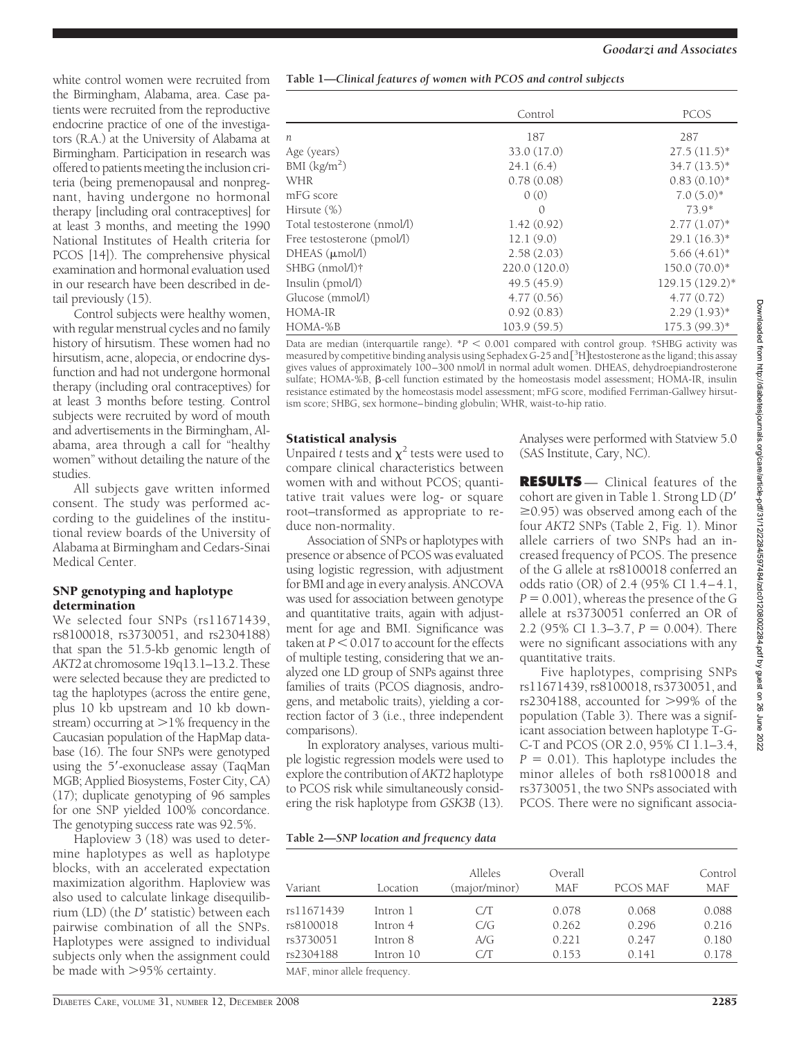white control women were recruited from the Birmingham, Alabama, area. Case patients were recruited from the reproductive endocrine practice of one of the investigators (R.A.) at the University of Alabama at Birmingham. Participation in research was offered to patients meeting the inclusion criteria (being premenopausal and nonpregnant, having undergone no hormonal therapy [including oral contraceptives] for at least 3 months, and meeting the 1990 National Institutes of Health criteria for PCOS [14]). The comprehensive physical examination and hormonal evaluation used in our research have been described in detail previously (15).

Control subjects were healthy women, with regular menstrual cycles and no family history of hirsutism. These women had no hirsutism, acne, alopecia, or endocrine dysfunction and had not undergone hormonal therapy (including oral contraceptives) for at least 3 months before testing. Control subjects were recruited by word of mouth and advertisements in the Birmingham, Alabama, area through a call for "healthy women" without detailing the nature of the studies.

All subjects gave written informed consent. The study was performed according to the guidelines of the institutional review boards of the University of Alabama at Birmingham and Cedars-Sinai Medical Center.

### SNP genotyping and haplotype determination

We selected four SNPs (rs11671439, rs8100018, rs3730051, and rs2304188) that span the 51.5-kb genomic length of *AKT2* at chromosome 19q13.1–13.2. These were selected because they are predicted to tag the haplotypes (across the entire gene, plus 10 kb upstream and 10 kb downstream) occurring at >1% frequency in the Caucasian population of the HapMap database (16). The four SNPs were genotyped using the 5′-exonuclease assay (TaqMan MGB; Applied Biosystems, Foster City, CA) (17); duplicate genotyping of 96 samples for one SNP yielded 100% concordance. The genotyping success rate was 92.5%.

Haploview 3 (18) was used to determine haplotypes as well as haplotype blocks, with an accelerated expectation maximization algorithm. Haploview was also used to calculate linkage disequilibrium (LD) (the $D'$ statistic) between each pairwise combination of all the SNPs. Haplotypes were assigned to individual subjects only when the assignment could be made with >95% certainty.

**Table 1—Clinical features of women with PCOS and control subjects**

| | Control | PCOS |
|---|---|---|
| $n$ | 187 | 287 |
| Age (years) | 33.0 (17.0) | 27.5 (11.5)* |
| BMI (kg/m$^2$) | 24.1 (6.4) | 34.7 (13.5)* |
| WHR | 0.78 (0.08) | 0.83 (0.10)* |
| mFG score | 0 (0) | 7.0 (5.0)* |
| Hirsute (%) | 0 | 73.9* |
| Total testosterone (nmol/l) | 1.42 (0.92) | 2.77 (1.07)* |
| Free testosterone (pmol/l) | 12.1 (9.0) | 29.1 (16.3)* |
| DHEAS (μmol/l) | 2.58 (2.03) | 5.66 (4.61)* |
| SHBG (nmol/l)† | 220.0 (120.0) | 150.0 (70.0)* |
| Insulin (pmol/l) | 49.5 (45.9) | 129.15 (129.2)* |
| Glucose (mmol/l) | 4.77 (0.56) | 4.77 (0.72) |
| HOMA-IR | 0.92 (0.83) | 2.29 (1.93)* |
| HOMA-%B | 103.9 (59.5) | 175.3 (99.3)* |

Data are median (interquartile range). *$P < 0.001$ compared with control group. †SHBG activity was measured by competitive binding analysis using Sephadex G-25 and [$^3$H]testosterone as the ligand; this assay gives values of approximately 100–300 nmol/l in normal adult women. DHEAS, dehydroepiandrosterone sulfate; HOMA-%B, β-cell function estimated by the homeostasis model assessment; HOMA-IR, insulin resistance estimated by the homeostasis model assessment; mFG score, modified Ferriman-Gallwey hirsutism score; SHBG, sex hormone–binding globulin; WHR, waist-to-hip ratio.

### Statistical analysis

Unpaired $t$ tests and $\chi^2$ tests were used to compare clinical characteristics between women with and without PCOS; quantitative trait values were log- or square root–transformed as appropriate to reduce non-normality.

Association of SNPs or haplotypes with presence or absence of PCOS was evaluated using logistic regression, with adjustment for BMI and age in every analysis. ANCOVA was used for association between genotype and quantitative traits, again with adjustment for age and BMI. Significance was taken at $P < 0.017$ to account for the effects of multiple testing, considering that we analyzed one LD group of SNPs against three families of traits (PCOS diagnosis, androgens, and metabolic traits), yielding a correction factor of 3 (i.e., three independent comparisons).

In exploratory analyses, various multiple logistic regression models were used to explore the contribution of *AKT2* haplotype to PCOS risk while simultaneously considering the risk haplotype from *GSK3B* (13). Analyses were performed with Statview 5.0 (SAS Institute, Cary, NC).

**RESULTS** — Clinical features of the cohort are given in Table 1. Strong LD ($D'$ ≥0.95) was observed among each of the four *AKT2* SNPs (Table 2, Fig. 1). Minor allele carriers of two SNPs had an increased frequency of PCOS. The presence of the G allele at rs8100018 conferred an odds ratio (OR) of 2.4 (95% CI 1.4–4.1, $P = 0.001$), whereas the presence of the G allele at rs3730051 conferred an OR of 2.2 (95% CI 1.3–3.7, $P = 0.004$). There were no significant associations with any quantitative traits.

Five haplotypes, comprising SNPs rs11671439, rs8100018, rs3730051, and rs2304188, accounted for >99% of the population (Table 3). There was a significant association between haplotype T-G-C-T and PCOS (OR 2.0, 95% CI 1.1–3.4, $P = 0.01$). This haplotype includes the minor alleles of both rs8100018 and rs3730051, the two SNPs associated with PCOS. There were no significant associa-

**Table 2—SNP location and frequency data**

| Variant | Location | Alleles (major/minor) | Overall MAF | PCOS MAF | Control MAF |
|---|---|---|---|---|---|
| rs11671439 | Intron 1 | C/T | 0.078 | 0.068 | 0.088 |
| rs8100018 | Intron 4 | C/G | 0.262 | 0.296 | 0.216 |
| rs3730051 | Intron 8 | A/G | 0.221 | 0.247 | 0.180 |
| rs2304188 | Intron 10 | C/T | 0.153 | 0.141 | 0.178 |

MAF, minor allele frequency.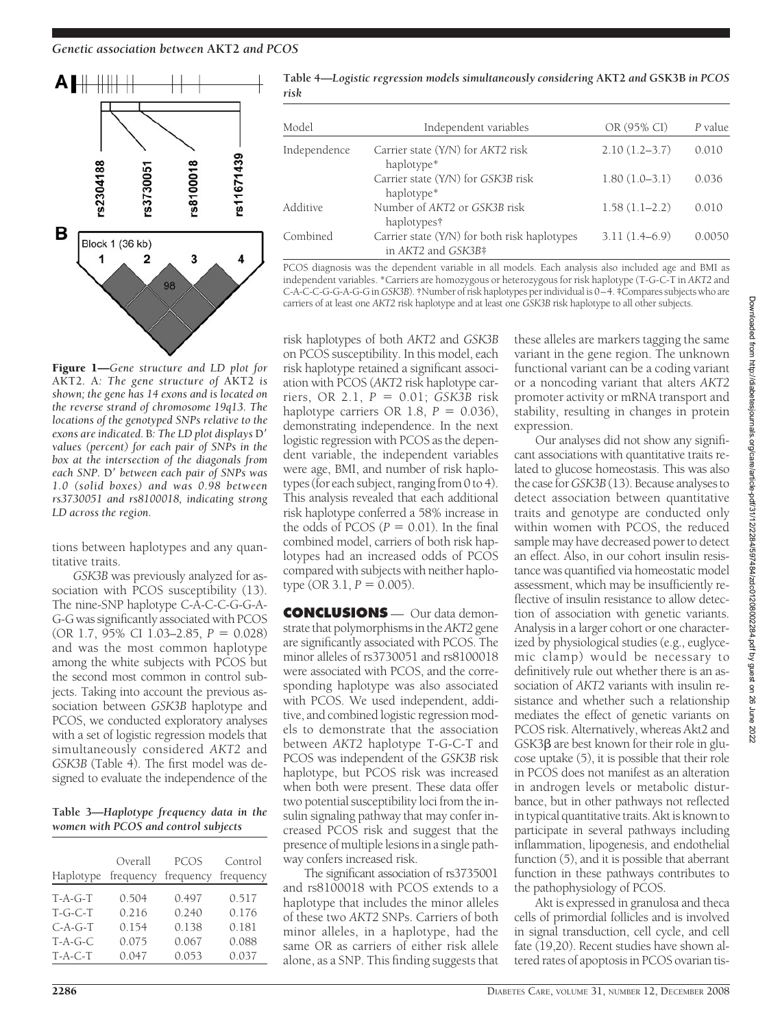**Figure 1**—*Gene structure and LD plot for* AKT2. A: *The gene structure of* AKT2 *is shown; the gene has 14 exons and is located on the reverse strand of chromosome 19q13. The locations of the genotyped SNPs relative to the exons are indicated.* B: *The LD plot displays D′ values (percent) for each pair of SNPs in the box at the intersection of the diagonals from each SNP. D′ between each pair of SNPs was 1.0 (solid boxes) and was 0.98 between rs3730051 and rs8100018, indicating strong LD across the region.*

tions between haplotypes and any quantitative traits.

*GSK3B* was previously analyzed for association with PCOS susceptibility (13). The nine-SNP haplotype C-A-C-C-G-G-A-G-G was significantly associated with PCOS (OR 1.7, 95% CI 1.03–2.85, $P = 0.028$) and was the most common haplotype among the white subjects with PCOS but the second most common in control subjects. Taking into account the previous association between *GSK3B* haplotype and PCOS, we conducted exploratory analyses with a set of logistic regression models that simultaneously considered *AKT2* and *GSK3B* (Table 4). The first model was designed to evaluate the independence of the risk haplotypes of both *AKT2* and *GSK3B* on PCOS susceptibility. In this model, each risk haplotype retained a significant association with PCOS (*AKT2* risk haplotype carriers, OR 2.1, $P = 0.01$; *GSK3B* risk haplotype carriers OR 1.8, $P = 0.036$), demonstrating independence. In the next logistic regression with PCOS as the dependent variable, the independent variables were age, BMI, and number of risk haplotypes (for each subject, ranging from 0 to 4). This analysis revealed that each additional risk haplotype conferred a 58% increase in the odds of PCOS ($P = 0.01$). In the final combined model, carriers of both risk haplotypes had an increased odds of PCOS compared with subjects with neither haplotype (OR 3.1, $P = 0.005$).

**Table 3**—*Haplotype frequency data in the women with PCOS and control subjects*

| Haplotype | Overall frequency | PCOS frequency | Control frequency |
|---|---|---|---|
| T-A-G-T | 0.504 | 0.497 | 0.517 |
| T-G-C-T | 0.216 | 0.240 | 0.176 |
| C-A-G-T | 0.154 | 0.138 | 0.181 |
| T-A-G-C | 0.075 | 0.067 | 0.088 |
| T-A-C-T | 0.047 | 0.053 | 0.037 |

**Table 4**—*Logistic regression models simultaneously considering* AKT2 *and* GSK3B *in PCOS risk*

| Model | Independent variables | OR (95% CI) | *P* value |
|---|---|---|---|
| Independence | Carrier state (Y/N) for *AKT2* risk haplotype* | 2.10 (1.2–3.7) | 0.010 |
| | Carrier state (Y/N) for *GSK3B* risk haplotype* | 1.80 (1.0–3.1) | 0.036 |
| Additive | Number of *AKT2* or *GSK3B* risk haplotypes† | 1.58 (1.1–2.2) | 0.010 |
| Combined | Carrier state (Y/N) for both risk haplotypes in *AKT2* and *GSK3B*‡ | 3.11 (1.4–6.9) | 0.0050 |

PCOS diagnosis was the dependent variable in all models. Each analysis also included age and BMI as independent variables. *Carriers are homozygous or heterozygous for risk haplotype (T-G-C-T in *AKT2* and C-A-C-C-G-G-A-G-G in *GSK3B*). †Number of risk haplotypes per individual is 0–4. ‡Compares subjects who are carriers of at least one *AKT2* risk haplotype and at least one *GSK3B* risk haplotype to all other subjects.

## CONCLUSIONS

Our data demonstrate that polymorphisms in the *AKT2* gene are significantly associated with PCOS. The minor alleles of rs3730051 and rs8100018 were associated with PCOS, and the corresponding haplotype was also associated with PCOS. We used independent, additive, and combined logistic regression models to demonstrate that the association between *AKT2* haplotype T-G-C-T and PCOS was independent of the *GSK3B* risk haplotype, but PCOS risk was increased when both were present. These data offer two potential susceptibility loci from the insulin signaling pathway that may confer increased PCOS risk and suggest that the presence of multiple lesions in a single pathway confers increased risk.

The significant association of rs3735001 and rs8100018 with PCOS extends to a haplotype that includes the minor alleles of these two *AKT2* SNPs. Carriers of both minor alleles, in a haplotype, had the same OR as carriers of either risk allele alone, as a SNP. This finding suggests that these alleles are markers tagging the same variant in the gene region. The unknown functional variant can be a coding variant or a noncoding variant that alters *AKT2* promoter activity or mRNA transport and stability, resulting in changes in protein expression.

Our analyses did not show any significant associations with quantitative traits related to glucose homeostasis. This was also the case for *GSK3B* (13). Because analyses to detect association between quantitative traits and genotype are conducted only within women with PCOS, the reduced sample may have decreased power to detect an effect. Also, in our cohort insulin resistance was quantified via homeostatic model assessment, which may be insufficiently reflective of insulin resistance to allow detection of association with genetic variants. Analysis in a larger cohort or one characterized by physiological studies (e.g., euglycemic clamp) would be necessary to definitively rule out whether there is an association of *AKT2* variants with insulin resistance and whether such a relationship mediates the effect of genetic variants on PCOS risk. Alternatively, whereas Akt2 and GSK3β are best known for their role in glucose uptake (5), it is possible that their role in PCOS does not manifest as an alteration in androgen levels or metabolic disturbance, but in other pathways not reflected in typical quantitative traits. Akt is known to participate in several pathways including inflammation, lipogenesis, and endothelial function (5), and it is possible that aberrant function in these pathways contributes to the pathophysiology of PCOS.

Akt is expressed in granulosa and theca cells of primordial follicles and is involved in signal transduction, cell cycle, and cell fate (19,20). Recent studies have shown altered rates of apoptosis in PCOS ovarian tis-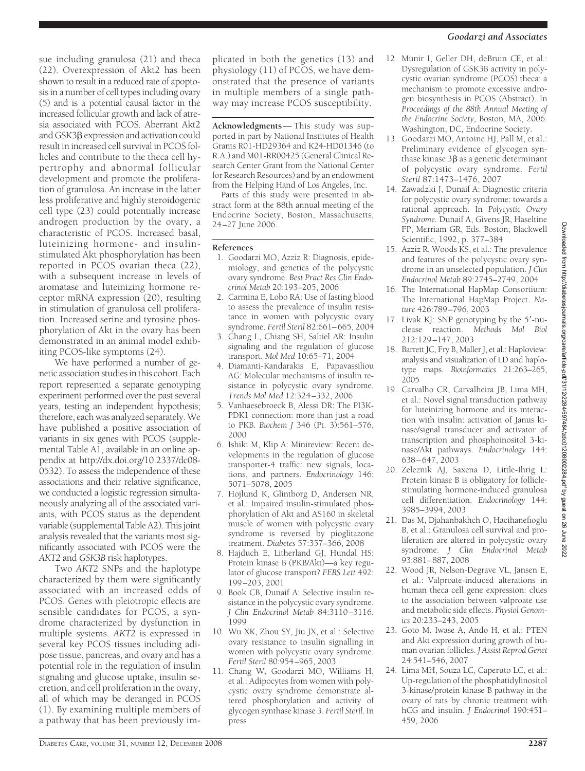sue including granulosa (21) and theca (22). Overexpression of Akt2 has been shown to result in a reduced rate of apoptosis in a number of cell types including ovary (5) and is a potential causal factor in the increased follicular growth and lack of atresia associated with PCOS. Aberrant Akt2 and GSK3β expression and activation could result in increased cell survival in PCOS follicles and contribute to the theca cell hypertrophy and abnormal follicular development and promote the proliferation of granulosa. An increase in the latter less proliferative and highly steroidogenic cell type (23) could potentially increase androgen production by the ovary, a characteristic of PCOS. Increased basal, luteinizing hormone- and insulin-stimulated Akt phosphorylation has been reported in PCOS ovarian theca (22), with a subsequent increase in levels of aromatase and luteinizing hormone receptor mRNA expression (20), resulting in stimulation of granulosa cell proliferation. Increased serine and tyrosine phosphorylation of Akt in the ovary has been demonstrated in an animal model exhibiting PCOS-like symptoms (24).

We have performed a number of genetic association studies in this cohort. Each report represented a separate genotyping experiment performed over the past several years, testing an independent hypothesis; therefore, each was analyzed separately. We have published a positive association of variants in six genes with PCOS (supplemental Table A1, available in an online appendix at http://dx.doi.org/10.2337/dc08-0532). To assess the independence of these associations and their relative significance, we conducted a logistic regression simultaneously analyzing all of the associated variants, with PCOS status as the dependent variable (supplemental Table A2). This joint analysis revealed that the variants most significantly associated with PCOS were the *AKT2* and *GSK3B* risk haplotypes.

Two *AKT2* SNPs and the haplotype characterized by them were significantly associated with an increased odds of PCOS. Genes with pleiotropic effects are sensible candidates for PCOS, a syndrome characterized by dysfunction in multiple systems. *AKT2* is expressed in several key PCOS tissues including adipose tissue, pancreas, and ovary and has a potential role in the regulation of insulin signaling and glucose uptake, insulin secretion, and cell proliferation in the ovary, all of which may be deranged in PCOS (1). By examining multiple members of a pathway that has been previously implicated in both the genetics (13) and physiology (11) of PCOS, we have demonstrated that the presence of variants in multiple members of a single pathway may increase PCOS susceptibility.

**Acknowledgments**— This study was supported in part by National Institutes of Health Grants R01-HD29364 and K24-HD01346 (to R.A.) and M01-RR00425 (General Clinical Research Center Grant from the National Center for Research Resources) and by an endowment from the Helping Hand of Los Angeles, Inc.

Parts of this study were presented in abstract form at the 88th annual meeting of the Endocrine Society, Boston, Massachusetts, 24–27 June 2006.

## References

1. Goodarzi MO, Azziz R: Diagnosis, epidemiology, and genetics of the polycystic ovary syndrome. *Best Pract Res Clin Endocrinol Metab* 20:193–205, 2006
2. Carmina E, Lobo RA: Use of fasting blood to assess the prevalence of insulin resistance in women with polycystic ovary syndrome. *Fertil Steril* 82:661–665, 2004
3. Chang L, Chiang SH, Saltiel AR: Insulin signaling and the regulation of glucose transport. *Mol Med* 10:65–71, 2004
4. Diamanti-Kandarakis E, Papavassiliou AG: Molecular mechanisms of insulin resistance in polycystic ovary syndrome. *Trends Mol Med* 12:324–332, 2006
5. Vanhaesebroeck B, Alessi DR: The PI3K-PDK1 connection: more than just a road to PKB. *Biochem J* 346 (Pt. 3):561–576, 2000
6. Ishiki M, Klip A: Minireview: Recent developments in the regulation of glucose transporter-4 traffic: new signals, locations, and partners. *Endocrinology* 146: 5071–5078, 2005
7. Hojlund K, Glintborg D, Andersen NR, et al.: Impaired insulin-stimulated phosphorylation of Akt and AS160 in skeletal muscle of women with polycystic ovary syndrome is reversed by pioglitazone treatment. *Diabetes* 57:357–366, 2008
8. Hajduch E, Litherland GJ, Hundal HS: Protein kinase B (PKB/Akt)—a key regulator of glucose transport? *FEBS Lett* 492: 199–203, 2001
9. Book CB, Dunaif A: Selective insulin resistance in the polycystic ovary syndrome. *J Clin Endocrinol Metab* 84:3110–3116, 1999
10. Wu XK, Zhou SY, Jiu JX, et al.: Selective ovary resistance to insulin signalling in women with polycystic ovary syndrome. *Fertil Steril* 80:954–965, 2003
11. Chang W, Goodarzi MO, Williams H, et al.: Adipocytes from women with polycystic ovary syndrome demonstrate altered phosphorylation and activity of glycogen synthase kinase 3. *Fertil Steril*. In press
12. Munir I, Geller DH, deBruin CE, et al.: Dysregulation of GSK3B activity in polycystic ovarian syndrome (PCOS) theca: a mechanism to promote excessive androgen biosynthesis in PCOS (Abstract). In *Proceedings of the 88th Annual Meeting of the Endocrine Society*, Boston, MA, 2006. Washington, DC, Endocrine Society.
13. Goodarzi MO, Antoine HJ, Pall M, et al.: Preliminary evidence of glycogen synthase kinase 3β as a genetic determinant of polycystic ovary syndrome. *Fertil Steril* 87:1473–1476, 2007
14. Zawadzki J, Dunaif A: Diagnostic criteria for polycystic ovary syndrome: towards a rational approach. In *Polycystic Ovary Syndrome*. Dunaif A, Givens JR, Haseltine FP, Merriam GR, Eds. Boston, Blackwell Scientific, 1992, p. 377–384
15. Azziz R, Woods KS, et al.: The prevalence and features of the polycystic ovary syndrome in an unselected population. *J Clin Endocrinol Metab* 89:2745–2749, 2004
16. The International HapMap Consortium: The International HapMap Project. *Nature* 426:789–796, 2003
17. Livak KJ: SNP genotyping by the 5′-nuclease reaction. *Methods Mol Biol* 212:129–147, 2003
18. Barrett JC, Fry B, Maller J, et al.: Haploview: analysis and visualization of LD and haplotype maps. *Bioinformatics* 21:263–265, 2005
19. Carvalho CR, Carvalheira JB, Lima MH, et al.: Novel signal transduction pathway for luteinizing hormone and its interaction with insulin: activation of Janus kinase/signal transducer and activator of transcription and phosphoinositol 3-kinase/Akt pathways. *Endocrinology* 144: 638–647, 2003
20. Zeleznik AJ, Saxena D, Little-Ihrig L: Protein kinase B is obligatory for follicle-stimulating hormone-induced granulosa cell differentiation. *Endocrinology* 144: 3985–3994, 2003
21. Das M, Djahanbakhch O, Hacihanefioglu B, et al.: Granulosa cell survival and proliferation are altered in polycystic ovary syndrome. *J Clin Endocrinol Metab* 93:881–887, 2008
22. Wood JR, Nelson-Degrave VL, Jansen E, et al.: Valproate-induced alterations in human theca cell gene expression: clues to the association between valproate use and metabolic side effects. *Physiol Genomics* 20:233–243, 2005
23. Goto M, Iwase A, Ando H, et al.: PTEN and Akt expression during growth of human ovarian follicles. *J Assist Reprod Genet* 24:541–546, 2007
24. Lima MH, Souza LC, Caperuto LC, et al.: Up-regulation of the phosphatidylinositol 3-kinase/protein kinase B pathway in the ovary of rats by chronic treatment with hCG and insulin. *J Endocrinol* 190:451–459, 2006